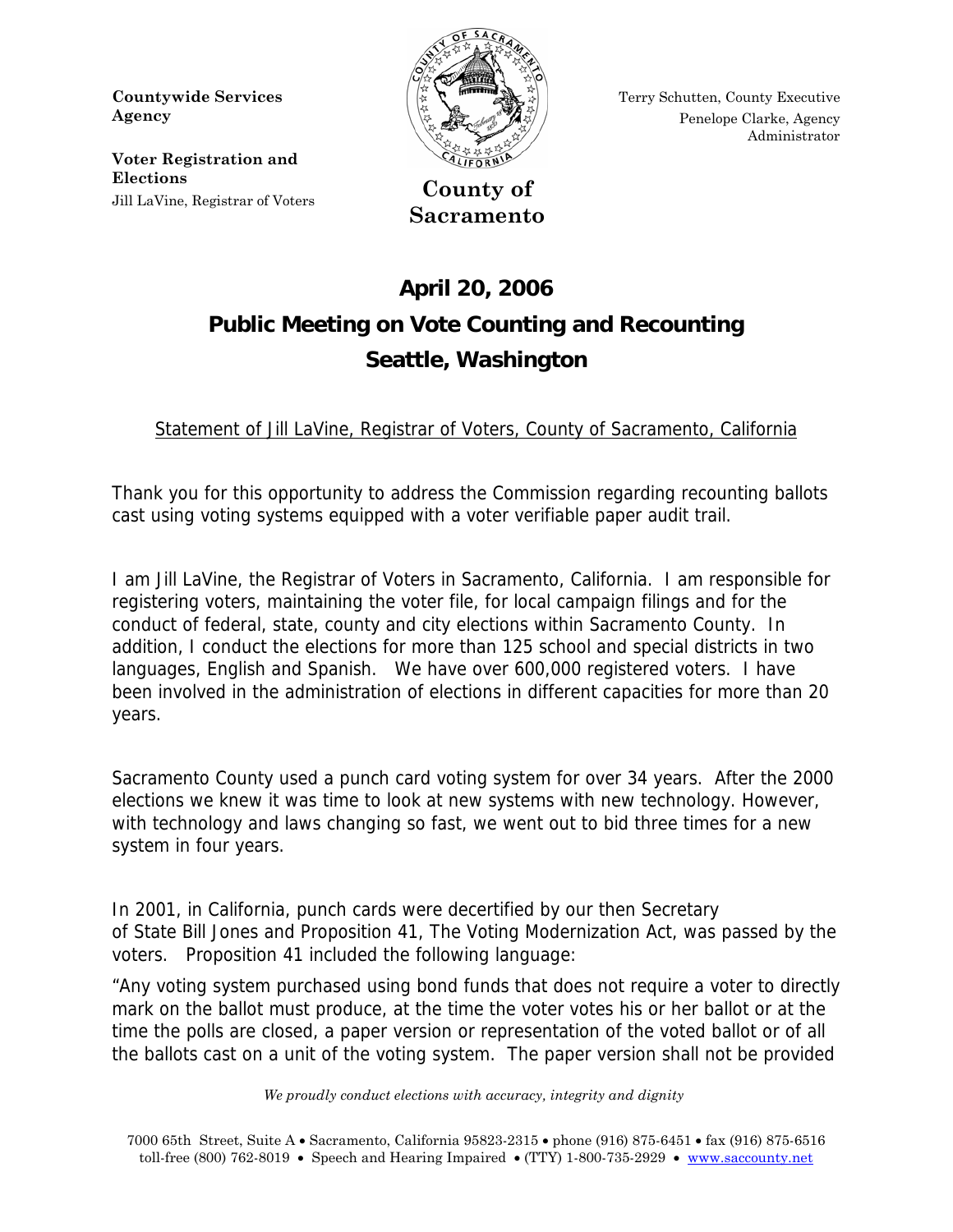**Countywide Services Agency**

**Voter Registration and Elections**
Jill LaVine, Registrar of Voters

**County of Sacramento**

Terry Schutten, County Executive
Penelope Clarke, Agency Administrator

# April 20, 2006
# Public Meeting on Vote Counting and Recounting
# Seattle, Washington

Statement of Jill LaVine, Registrar of Voters, County of Sacramento, California

Thank you for this opportunity to address the Commission regarding recounting ballots cast using voting systems equipped with a voter verifiable paper audit trail.

I am Jill LaVine, the Registrar of Voters in Sacramento, California. I am responsible for registering voters, maintaining the voter file, for local campaign filings and for the conduct of federal, state, county and city elections within Sacramento County. In addition, I conduct the elections for more than 125 school and special districts in two languages, English and Spanish. We have over 600,000 registered voters. I have been involved in the administration of elections in different capacities for more than 20 years.

Sacramento County used a punch card voting system for over 34 years. After the 2000 elections we knew it was time to look at new systems with new technology. However, with technology and laws changing so fast, we went out to bid three times for a new system in four years.

In 2001, in California, punch cards were decertified by our then Secretary of State Bill Jones and Proposition 41, The Voting Modernization Act, was passed by the voters. Proposition 41 included the following language:

"Any voting system purchased using bond funds that does not require a voter to directly mark on the ballot must produce, at the time the voter votes his or her ballot or at the time the polls are closed, a paper version or representation of the voted ballot or of all the ballots cast on a unit of the voting system. The paper version shall not be provided

*We proudly conduct elections with accuracy, integrity and dignity*

7000 65th Street, Suite A • Sacramento, California 95823-2315 • phone (916) 875-6451 • fax (916) 875-6516
toll-free (800) 762-8019 • Speech and Hearing Impaired • (TTY) 1-800-735-2929 • www.saccounty.net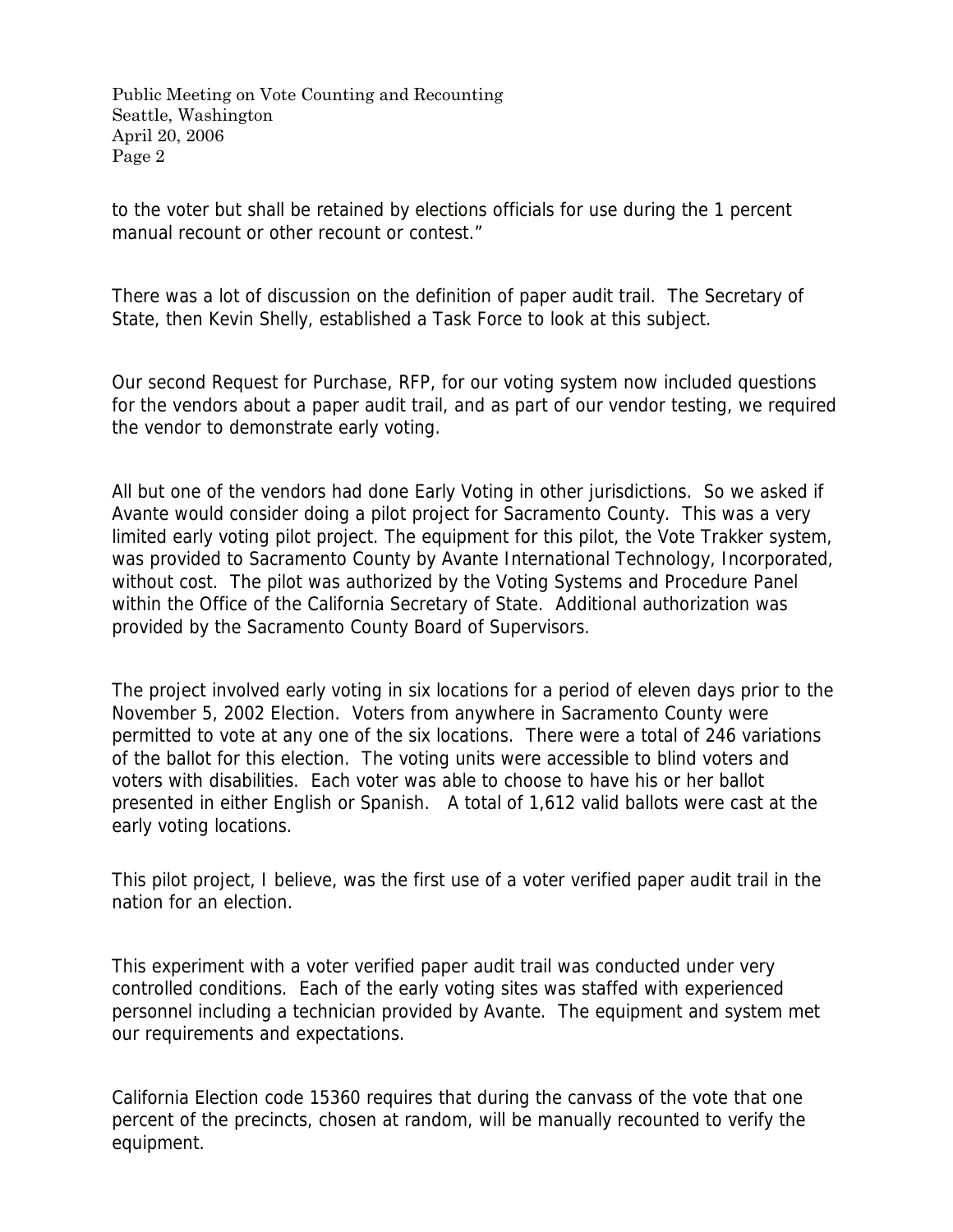to the voter but shall be retained by elections officials for use during the 1 percent manual recount or other recount or contest."

There was a lot of discussion on the definition of paper audit trail. The Secretary of State, then Kevin Shelly, established a Task Force to look at this subject.

Our second Request for Purchase, RFP, for our voting system now included questions for the vendors about a paper audit trail, and as part of our vendor testing, we required the vendor to demonstrate early voting.

All but one of the vendors had done Early Voting in other jurisdictions. So we asked if Avante would consider doing a pilot project for Sacramento County. This was a very limited early voting pilot project. The equipment for this pilot, the Vote Trakker system, was provided to Sacramento County by Avante International Technology, Incorporated, without cost. The pilot was authorized by the Voting Systems and Procedure Panel within the Office of the California Secretary of State. Additional authorization was provided by the Sacramento County Board of Supervisors.

The project involved early voting in six locations for a period of eleven days prior to the November 5, 2002 Election. Voters from anywhere in Sacramento County were permitted to vote at any one of the six locations. There were a total of 246 variations of the ballot for this election. The voting units were accessible to blind voters and voters with disabilities. Each voter was able to choose to have his or her ballot presented in either English or Spanish. A total of 1,612 valid ballots were cast at the early voting locations.

This pilot project, I believe, was the first use of a voter verified paper audit trail in the nation for an election.

This experiment with a voter verified paper audit trail was conducted under very controlled conditions. Each of the early voting sites was staffed with experienced personnel including a technician provided by Avante. The equipment and system met our requirements and expectations.

California Election code 15360 requires that during the canvass of the vote that one percent of the precincts, chosen at random, will be manually recounted to verify the equipment.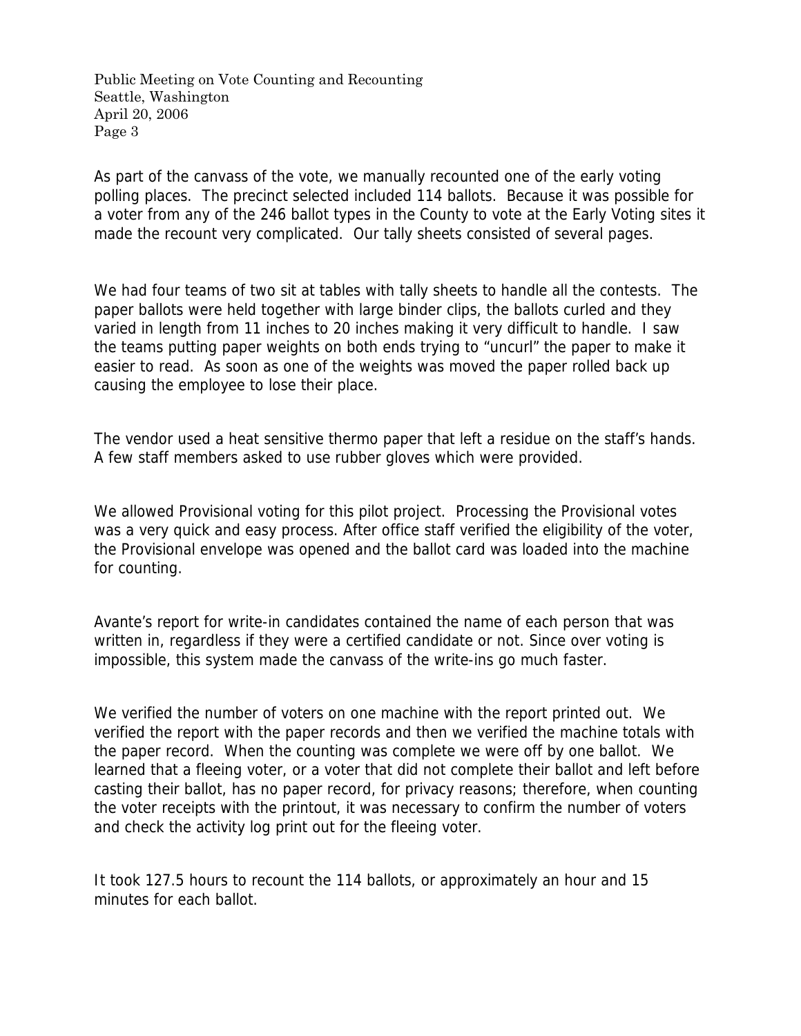As part of the canvass of the vote, we manually recounted one of the early voting polling places. The precinct selected included 114 ballots. Because it was possible for a voter from any of the 246 ballot types in the County to vote at the Early Voting sites it made the recount very complicated. Our tally sheets consisted of several pages.

We had four teams of two sit at tables with tally sheets to handle all the contests. The paper ballots were held together with large binder clips, the ballots curled and they varied in length from 11 inches to 20 inches making it very difficult to handle. I saw the teams putting paper weights on both ends trying to "uncurl" the paper to make it easier to read. As soon as one of the weights was moved the paper rolled back up causing the employee to lose their place.

The vendor used a heat sensitive thermo paper that left a residue on the staff's hands. A few staff members asked to use rubber gloves which were provided.

We allowed Provisional voting for this pilot project. Processing the Provisional votes was a very quick and easy process. After office staff verified the eligibility of the voter, the Provisional envelope was opened and the ballot card was loaded into the machine for counting.

Avante's report for write-in candidates contained the name of each person that was written in, regardless if they were a certified candidate or not. Since over voting is impossible, this system made the canvass of the write-ins go much faster.

We verified the number of voters on one machine with the report printed out. We verified the report with the paper records and then we verified the machine totals with the paper record. When the counting was complete we were off by one ballot. We learned that a fleeing voter, or a voter that did not complete their ballot and left before casting their ballot, has no paper record, for privacy reasons; therefore, when counting the voter receipts with the printout, it was necessary to confirm the number of voters and check the activity log print out for the fleeing voter.

It took 127.5 hours to recount the 114 ballots, or approximately an hour and 15 minutes for each ballot.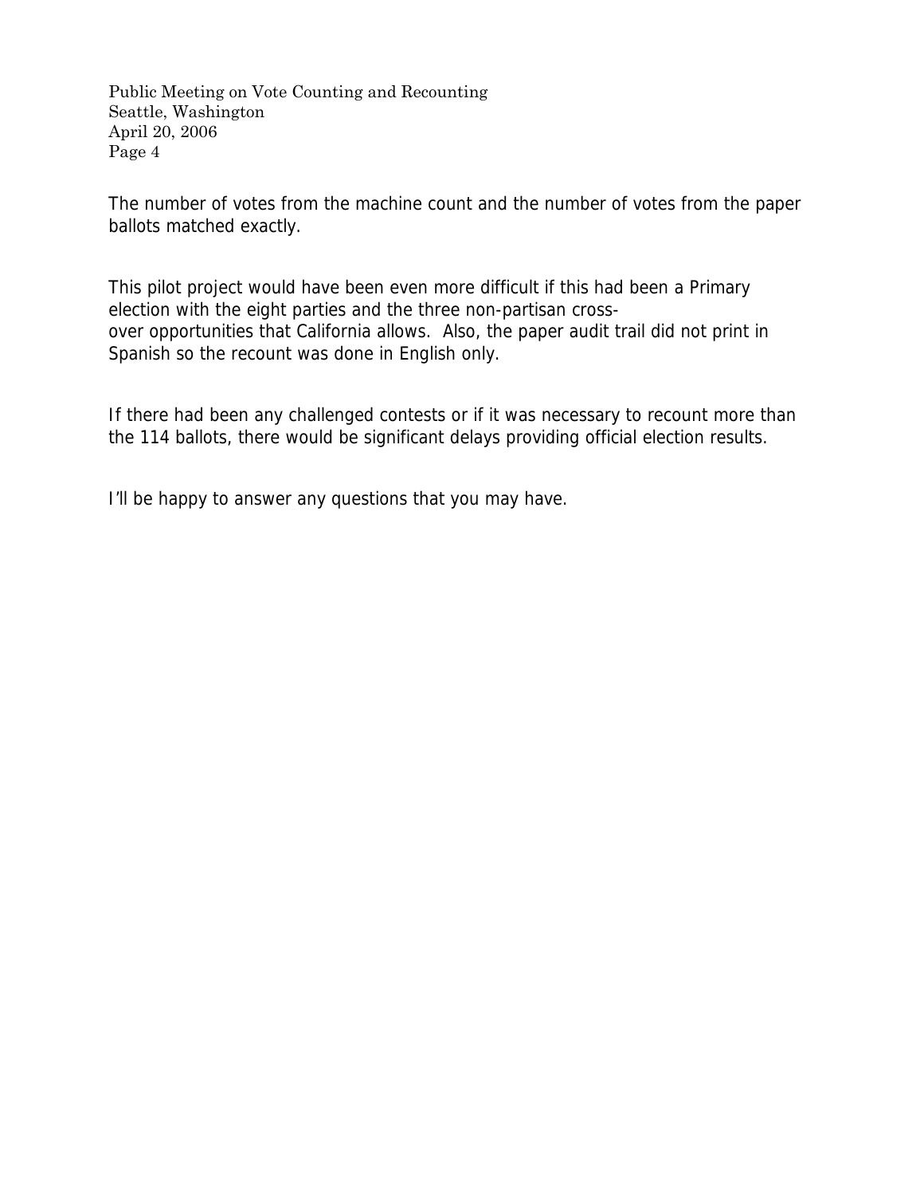The number of votes from the machine count and the number of votes from the paper ballots matched exactly.

This pilot project would have been even more difficult if this had been a Primary election with the eight parties and the three non-partisan cross-over opportunities that California allows. Also, the paper audit trail did not print in Spanish so the recount was done in English only.

If there had been any challenged contests or if it was necessary to recount more than the 114 ballots, there would be significant delays providing official election results.

I'll be happy to answer any questions that you may have.